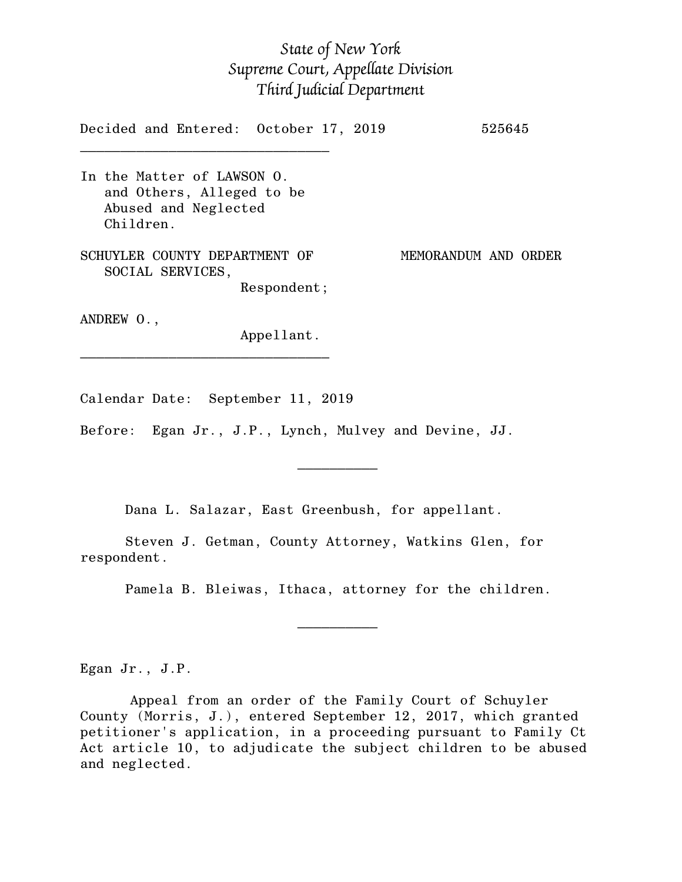*State of New York*
*Supreme Court, Appellate Division*
*Third Judicial Department*

Decided and Entered: October 17, 2019 525645

---

In the Matter of LAWSON O. and Others, Alleged to be Abused and Neglected Children.

SCHUYLER COUNTY DEPARTMENT OF SOCIAL SERVICES,
Respondent;

ANDREW O.,
Appellant.

MEMORANDUM AND ORDER

---

Calendar Date: September 11, 2019

Before: Egan Jr., J.P., Lynch, Mulvey and Devine, JJ.

---

Dana L. Salazar, East Greenbush, for appellant.

Steven J. Getman, County Attorney, Watkins Glen, for respondent.

Pamela B. Bleiwas, Ithaca, attorney for the children.

---

Egan Jr., J.P.

Appeal from an order of the Family Court of Schuyler County (Morris, J.), entered September 12, 2017, which granted petitioner's application, in a proceeding pursuant to Family Ct Act article 10, to adjudicate the subject children to be abused and neglected.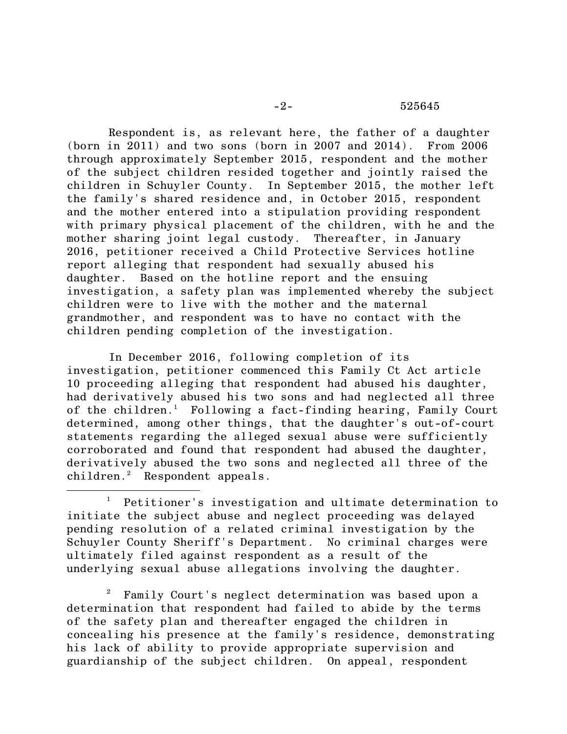Respondent is, as relevant here, the father of a daughter (born in 2011) and two sons (born in 2007 and 2014). From 2006 through approximately September 2015, respondent and the mother of the subject children resided together and jointly raised the children in Schuyler County. In September 2015, the mother left the family's shared residence and, in October 2015, respondent and the mother entered into a stipulation providing respondent with primary physical placement of the children, with he and the mother sharing joint legal custody. Thereafter, in January 2016, petitioner received a Child Protective Services hotline report alleging that respondent had sexually abused his daughter. Based on the hotline report and the ensuing investigation, a safety plan was implemented whereby the subject children were to live with the mother and the maternal grandmother, and respondent was to have no contact with the children pending completion of the investigation.

In December 2016, following completion of its investigation, petitioner commenced this Family Ct Act article 10 proceeding alleging that respondent had abused his daughter, had derivatively abused his two sons and had neglected all three of the children.[1] Following a fact-finding hearing, Family Court determined, among other things, that the daughter's out-of-court statements regarding the alleged sexual abuse were sufficiently corroborated and found that respondent had abused the daughter, derivatively abused the two sons and neglected all three of the children.[2] Respondent appeals.

---

[1] Petitioner's investigation and ultimate determination to initiate the subject abuse and neglect proceeding was delayed pending resolution of a related criminal investigation by the Schuyler County Sheriff's Department. No criminal charges were ultimately filed against respondent as a result of the underlying sexual abuse allegations involving the daughter.

[2] Family Court's neglect determination was based upon a determination that respondent had failed to abide by the terms of the safety plan and thereafter engaged the children in concealing his presence at the family's residence, demonstrating his lack of ability to provide appropriate supervision and guardianship of the subject children. On appeal, respondent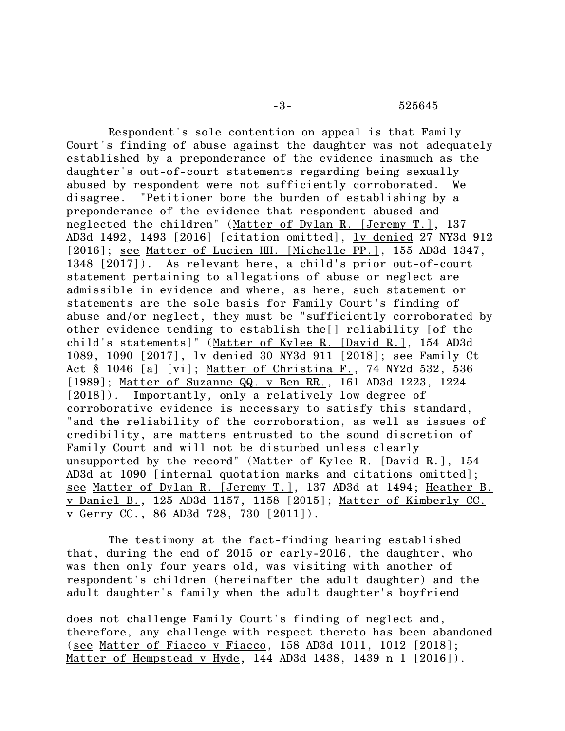Respondent's sole contention on appeal is that Family Court's finding of abuse against the daughter was not adequately established by a preponderance of the evidence inasmuch as the daughter's out-of-court statements regarding being sexually abused by respondent were not sufficiently corroborated. We disagree. "Petitioner bore the burden of establishing by a preponderance of the evidence that respondent abused and neglected the children" (Matter of Dylan R. [Jeremy T.], 137 AD3d 1492, 1493 [2016] [citation omitted], lv denied 27 NY3d 912 [2016]; see Matter of Lucien HH. [Michelle PP.], 155 AD3d 1347, 1348 [2017]). As relevant here, a child's prior out-of-court statement pertaining to allegations of abuse or neglect are admissible in evidence and where, as here, such statement or statements are the sole basis for Family Court's finding of abuse and/or neglect, they must be "sufficiently corroborated by other evidence tending to establish the[] reliability [of the child's statements]" (Matter of Kylee R. [David R.], 154 AD3d 1089, 1090 [2017], lv denied 30 NY3d 911 [2018]; see Family Ct Act § 1046 [a] [vi]; Matter of Christina F., 74 NY2d 532, 536 [1989]; Matter of Suzanne QQ. v Ben RR., 161 AD3d 1223, 1224 [2018]). Importantly, only a relatively low degree of corroborative evidence is necessary to satisfy this standard, "and the reliability of the corroboration, as well as issues of credibility, are matters entrusted to the sound discretion of Family Court and will not be disturbed unless clearly unsupported by the record" (Matter of Kylee R. [David R.], 154 AD3d at 1090 [internal quotation marks and citations omitted]; see Matter of Dylan R. [Jeremy T.], 137 AD3d at 1494; Heather B. v Daniel B., 125 AD3d 1157, 1158 [2015]; Matter of Kimberly CC. v Gerry CC., 86 AD3d 728, 730 [2011]).

The testimony at the fact-finding hearing established that, during the end of 2015 or early-2016, the daughter, who was then only four years old, was visiting with another of respondent's children (hereinafter the adult daughter) and the adult daughter's family when the adult daughter's boyfriend

---

does not challenge Family Court's finding of neglect and, therefore, any challenge with respect thereto has been abandoned (see Matter of Fiacco v Fiacco, 158 AD3d 1011, 1012 [2018]; Matter of Hempstead v Hyde, 144 AD3d 1438, 1439 n 1 [2016]).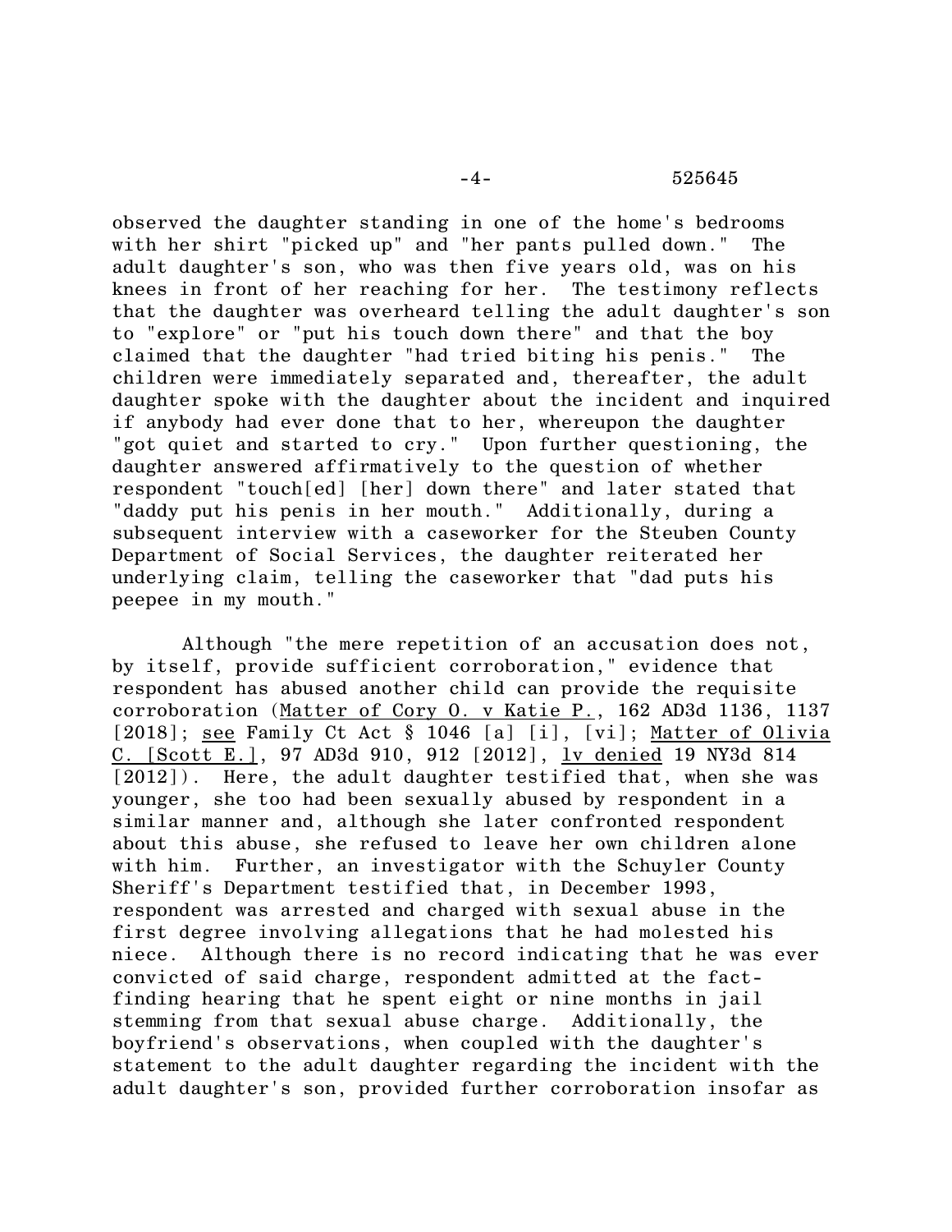observed the daughter standing in one of the home's bedrooms with her shirt "picked up" and "her pants pulled down." The adult daughter's son, who was then five years old, was on his knees in front of her reaching for her. The testimony reflects that the daughter was overheard telling the adult daughter's son to "explore" or "put his touch down there" and that the boy claimed that the daughter "had tried biting his penis." The children were immediately separated and, thereafter, the adult daughter spoke with the daughter about the incident and inquired if anybody had ever done that to her, whereupon the daughter "got quiet and started to cry." Upon further questioning, the daughter answered affirmatively to the question of whether respondent "touch[ed] [her] down there" and later stated that "daddy put his penis in her mouth." Additionally, during a subsequent interview with a caseworker for the Steuben County Department of Social Services, the daughter reiterated her underlying claim, telling the caseworker that "dad puts his peepee in my mouth."

Although "the mere repetition of an accusation does not, by itself, provide sufficient corroboration," evidence that respondent has abused another child can provide the requisite corroboration (Matter of Cory O. v Katie P., 162 AD3d 1136, 1137 [2018]; see Family Ct Act § 1046 [a] [i], [vi]; Matter of Olivia C. [Scott E.], 97 AD3d 910, 912 [2012], lv denied 19 NY3d 814 [2012]). Here, the adult daughter testified that, when she was younger, she too had been sexually abused by respondent in a similar manner and, although she later confronted respondent about this abuse, she refused to leave her own children alone with him. Further, an investigator with the Schuyler County Sheriff's Department testified that, in December 1993, respondent was arrested and charged with sexual abuse in the first degree involving allegations that he had molested his niece. Although there is no record indicating that he was ever convicted of said charge, respondent admitted at the fact-finding hearing that he spent eight or nine months in jail stemming from that sexual abuse charge. Additionally, the boyfriend's observations, when coupled with the daughter's statement to the adult daughter regarding the incident with the adult daughter's son, provided further corroboration insofar as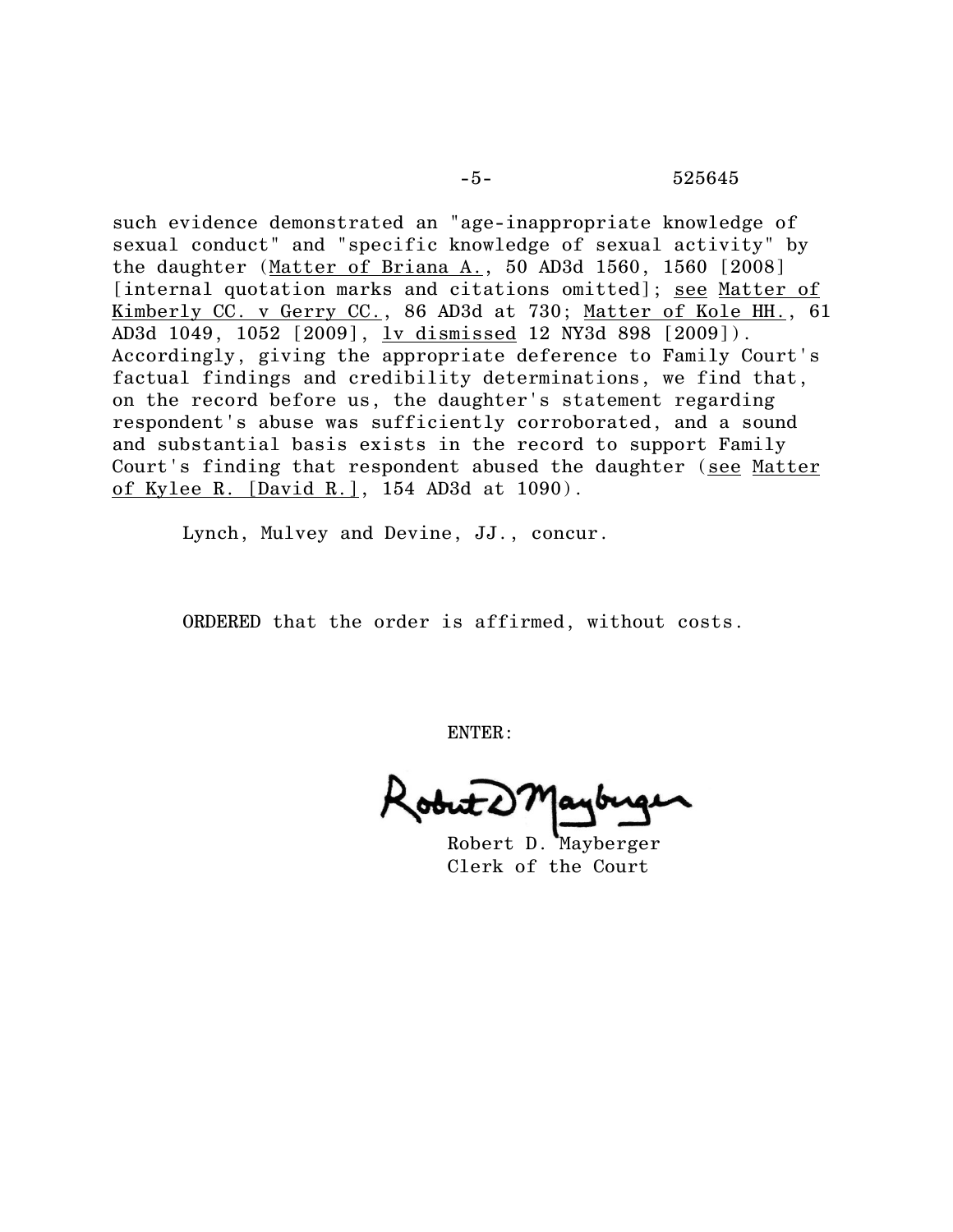such evidence demonstrated an "age-inappropriate knowledge of sexual conduct" and "specific knowledge of sexual activity" by the daughter (Matter of Briana A., 50 AD3d 1560, 1560 [2008] [internal quotation marks and citations omitted]; see Matter of Kimberly CC. v Gerry CC., 86 AD3d at 730; Matter of Kole HH., 61 AD3d 1049, 1052 [2009], lv dismissed 12 NY3d 898 [2009]). Accordingly, giving the appropriate deference to Family Court's factual findings and credibility determinations, we find that, on the record before us, the daughter's statement regarding respondent's abuse was sufficiently corroborated, and a sound and substantial basis exists in the record to support Family Court's finding that respondent abused the daughter (see Matter of Kylee R. [David R.], 154 AD3d at 1090).

Lynch, Mulvey and Devine, JJ., concur.

ORDERED that the order is affirmed, without costs.

ENTER:

Robert D. Mayberger
Clerk of the Court